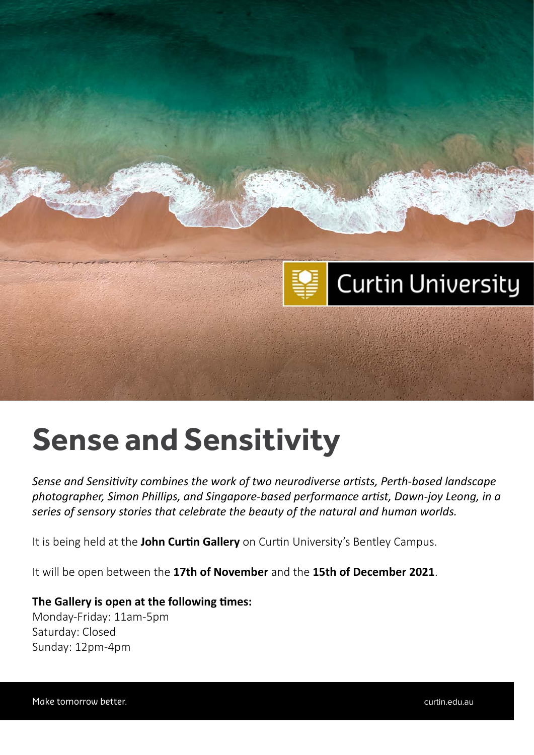Curtin University

# Sense and Sensitivity

*Sense and Sensitivity combines the work of two neurodiverse artists, Perth-based landscape photographer, Simon Phillips, and Singapore-based performance artist, Dawn-joy Leong, in a series of sensory stories that celebrate the beauty of the natural and human worlds.*

It is being held at the **John Curtin Gallery** on Curtin University's Bentley Campus.

It will be open between the **17th of November** and the **15th of December 2021**.

**The Gallery is open at the following times:**
Monday-Friday: 11am-5pm
Saturday: Closed
Sunday: 12pm-4pm

Make tomorrow better.

curtin.edu.au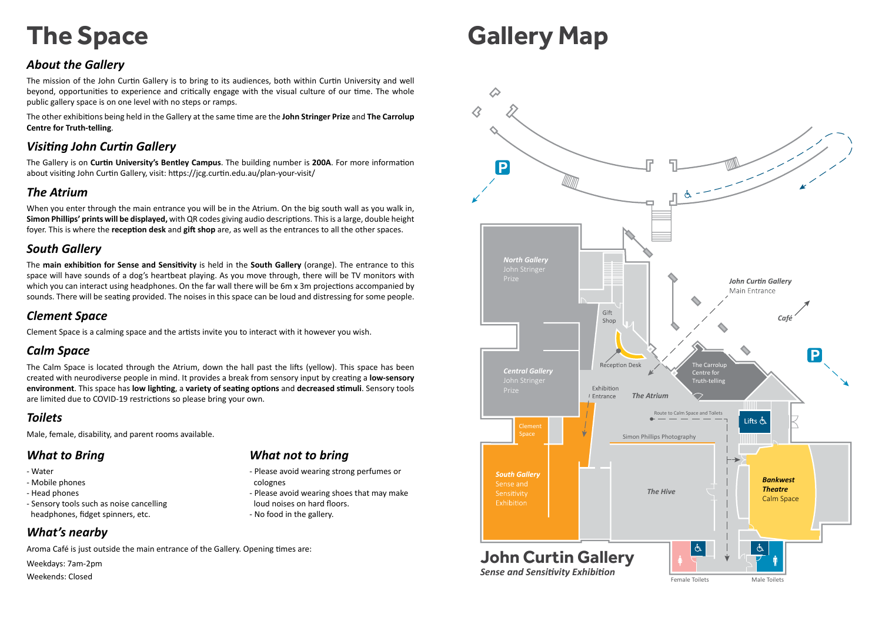# The Space

## About the Gallery

The mission of the John Curtin Gallery is to bring to its audiences, both within Curtin University and well beyond, opportunities to experience and critically engage with the visual culture of our time. The whole public gallery space is on one level with no steps or ramps.

The other exhibitions being held in the Gallery at the same time are the **John Stringer Prize** and **The Carrolup Centre for Truth-telling**.

## Visiting John Curtin Gallery

The Gallery is on **Curtin University's Bentley Campus**. The building number is **200A**. For more information about visiting John Curtin Gallery, visit: https://jcg.curtin.edu.au/plan-your-visit/

## The Atrium

When you enter through the main entrance you will be in the Atrium. On the big south wall as you walk in, **Simon Phillips' prints will be displayed,** with QR codes giving audio descriptions. This is a large, double height foyer. This is where the **reception desk** and **gift shop** are, as well as the entrances to all the other spaces.

## South Gallery

The **main exhibition for Sense and Sensitivity** is held in the **South Gallery** (orange). The entrance to this space will have sounds of a dog's heartbeat playing. As you move through, there will be TV monitors with which you can interact using headphones. On the far wall there will be 6m x 3m projections accompanied by sounds. There will be seating provided. The noises in this space can be loud and distressing for some people.

## Clement Space

Clement Space is a calming space and the artists invite you to interact with it however you wish.

## Calm Space

The Calm Space is located through the Atrium, down the hall past the lifts (yellow). This space has been created with neurodiverse people in mind. It provides a break from sensory input by creating a **low-sensory environment**. This space has **low lighting**, a **variety of seating options** and **decreased stimuli**. Sensory tools are limited due to COVID-19 restrictions so please bring your own.

## Toilets

Male, female, disability, and parent rooms available.

## What to Bring

- Water
- Mobile phones
- Head phones
- Sensory tools such as noise cancelling headphones, fidget spinners, etc.

## What not to bring

- Please avoid wearing strong perfumes or colognes
- Please avoid wearing shoes that may make loud noises on hard floors.
- No food in the gallery.

## What's nearby

Aroma Café is just outside the main entrance of the Gallery. Opening times are:

Weekdays: 7am-2pm

Weekends: Closed

# Gallery Map

North Gallery – John Stringer Prize

Central Gallery – John Stringer Prize

Gift Shop

Reception Desk

Exhibition Entrance

The Atrium

The Carrolup Centre for Truth-telling

John Curtin Gallery Main Entrance

Café

Route to Calm Space and Toilets

Lifts

Clement Space

Simon Phillips Photography

South Gallery – Sense and Sensitivity Exhibition

The Hive

Bankwest Theatre – Calm Space

Female Toilets

Male Toilets

**John Curtin Gallery**

*Sense and Sensitivity Exhibition*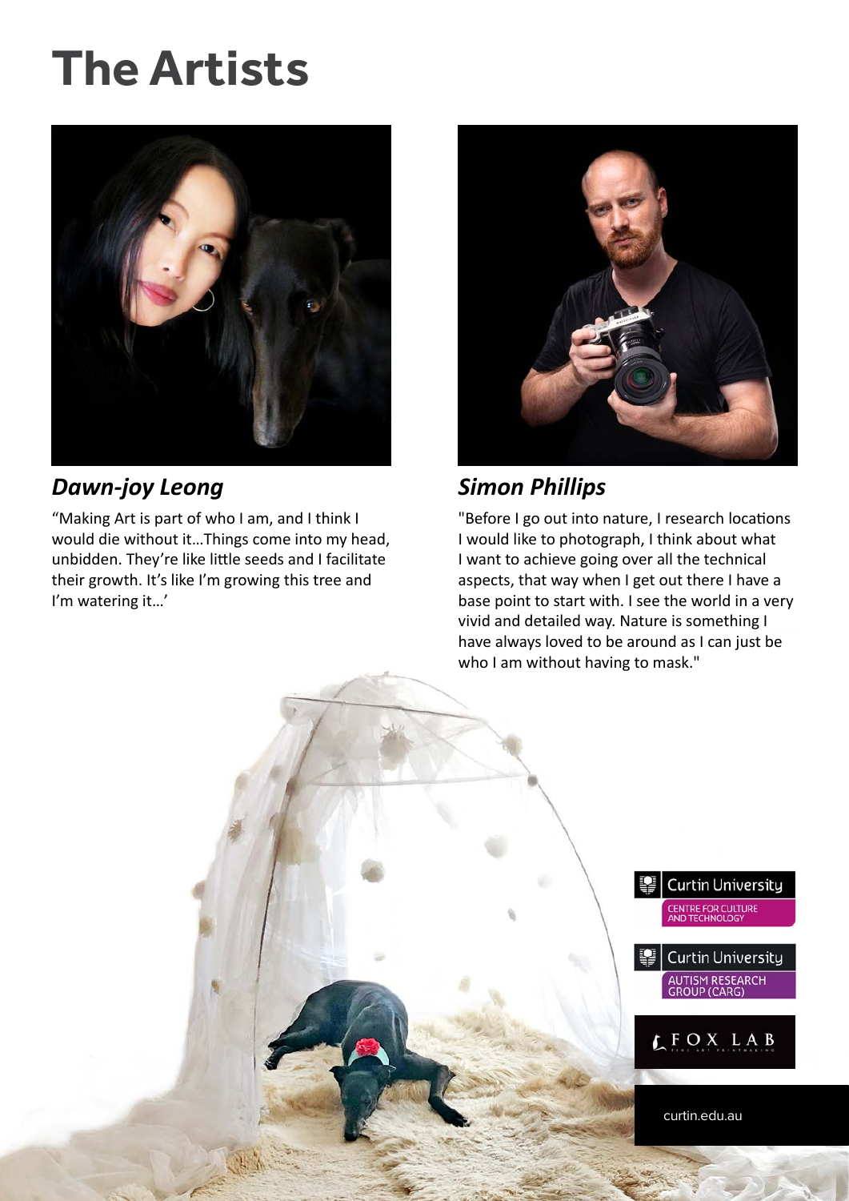# The Artists

## *Dawn-joy Leong*

“Making Art is part of who I am, and I think I would die without it…Things come into my head, unbidden. They’re like little seeds and I facilitate their growth. It’s like I’m growing this tree and I’m watering it…’

## *Simon Phillips*

"Before I go out into nature, I research locations I would like to photograph, I think about what I want to achieve going over all the technical aspects, that way when I get out there I have a base point to start with. I see the world in a very vivid and detailed way. Nature is something I have always loved to be around as I can just be who I am without having to mask."

Curtin University
CENTRE FOR CULTURE AND TECHNOLOGY

Curtin University
AUTISM RESEARCH GROUP (CARG)

FOX LAB
FINE ART PRINTMAKING

curtin.edu.au